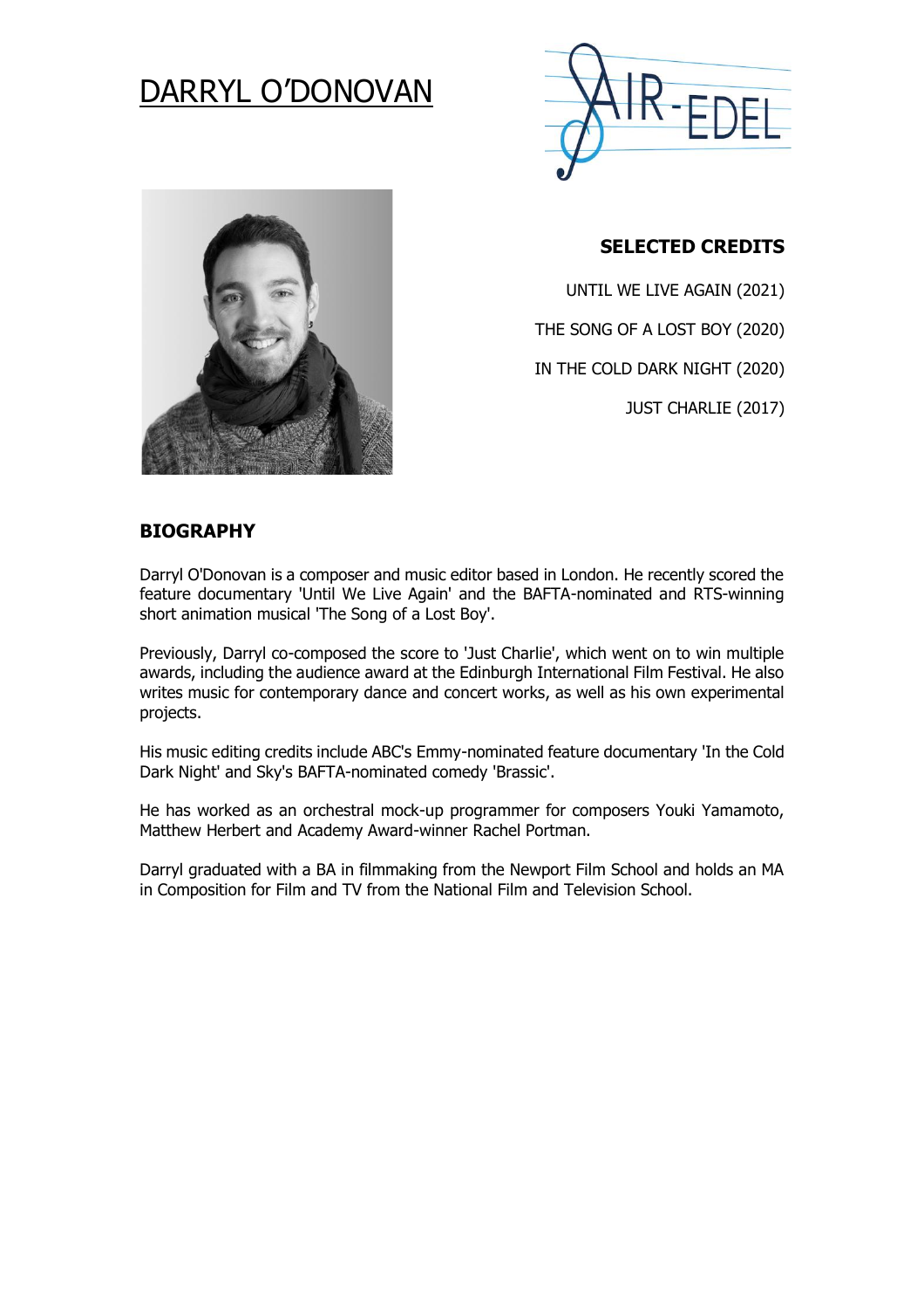# DARRYL O'DONOVAN

AIR-EDEL

## SELECTED CREDITS

UNTIL WE LIVE AGAIN (2021)

THE SONG OF A LOST BOY (2020)

IN THE COLD DARK NIGHT (2020)

JUST CHARLIE (2017)

## BIOGRAPHY

Darryl O'Donovan is a composer and music editor based in London. He recently scored the feature documentary 'Until We Live Again' and the BAFTA-nominated and RTS-winning short animation musical 'The Song of a Lost Boy'.

Previously, Darryl co-composed the score to 'Just Charlie', which went on to win multiple awards, including the audience award at the Edinburgh International Film Festival. He also writes music for contemporary dance and concert works, as well as his own experimental projects.

His music editing credits include ABC's Emmy-nominated feature documentary 'In the Cold Dark Night' and Sky's BAFTA-nominated comedy 'Brassic'.

He has worked as an orchestral mock-up programmer for composers Youki Yamamoto, Matthew Herbert and Academy Award-winner Rachel Portman.

Darryl graduated with a BA in filmmaking from the Newport Film School and holds an MA in Composition for Film and TV from the National Film and Television School.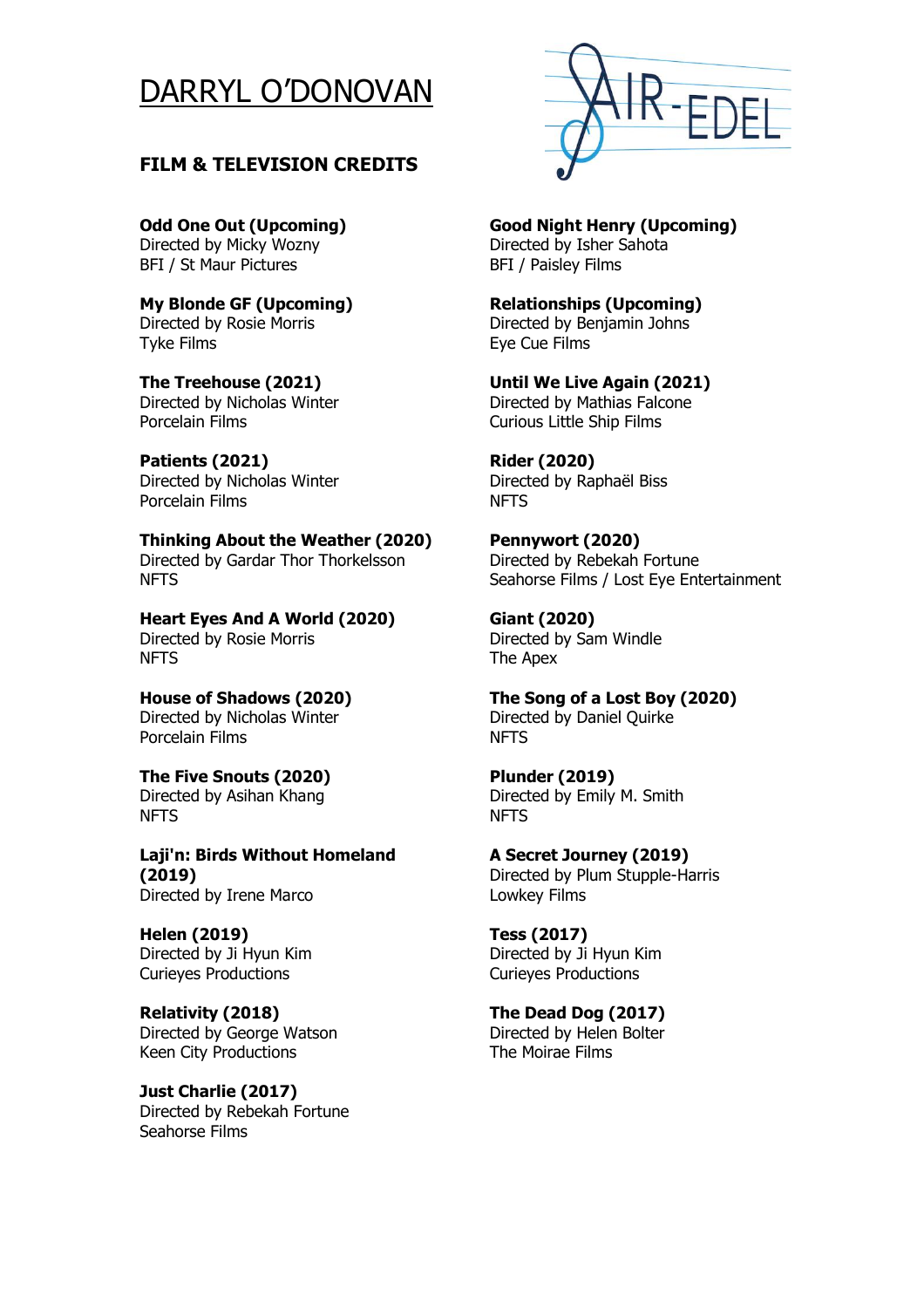# DARRYL O'DONOVAN

## FILM & TELEVISION CREDITS

**Odd One Out (Upcoming)**
Directed by Micky Wozny
BFI / St Maur Pictures

**Good Night Henry (Upcoming)**
Directed by Isher Sahota
BFI / Paisley Films

**My Blonde GF (Upcoming)**
Directed by Rosie Morris
Tyke Films

**Relationships (Upcoming)**
Directed by Benjamin Johns
Eye Cue Films

**The Treehouse (2021)**
Directed by Nicholas Winter
Porcelain Films

**Until We Live Again (2021)**
Directed by Mathias Falcone
Curious Little Ship Films

**Patients (2021)**
Directed by Nicholas Winter
Porcelain Films

**Rider (2020)**
Directed by Raphaël Biss
NFTS

**Thinking About the Weather (2020)**
Directed by Gardar Thor Thorkelsson
NFTS

**Pennywort (2020)**
Directed by Rebekah Fortune
Seahorse Films / Lost Eye Entertainment

**Heart Eyes And A World (2020)**
Directed by Rosie Morris
NFTS

**Giant (2020)**
Directed by Sam Windle
The Apex

**House of Shadows (2020)**
Directed by Nicholas Winter
Porcelain Films

**The Song of a Lost Boy (2020)**
Directed by Daniel Quirke
NFTS

**The Five Snouts (2020)**
Directed by Asihan Khang
NFTS

**Plunder (2019)**
Directed by Emily M. Smith
NFTS

**Laji'n: Birds Without Homeland (2019)**
Directed by Irene Marco

**A Secret Journey (2019)**
Directed by Plum Stupple-Harris
Lowkey Films

**Helen (2019)**
Directed by Ji Hyun Kim
Curieyes Productions

**Tess (2017)**
Directed by Ji Hyun Kim
Curieyes Productions

**Relativity (2018)**
Directed by George Watson
Keen City Productions

**The Dead Dog (2017)**
Directed by Helen Bolter
The Moirae Films

**Just Charlie (2017)**
Directed by Rebekah Fortune
Seahorse Films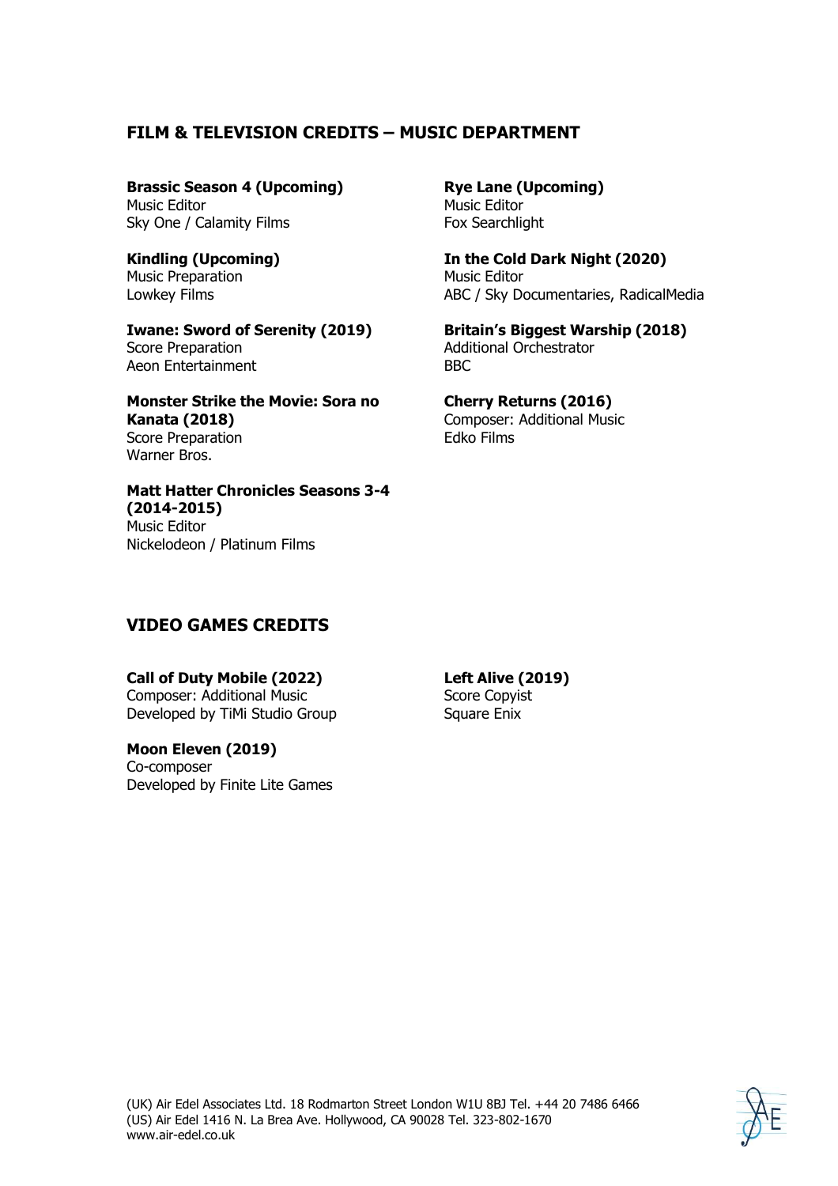## FILM & TELEVISION CREDITS – MUSIC DEPARTMENT

**Brassic Season 4 (Upcoming)**
Music Editor
Sky One / Calamity Films

**Kindling (Upcoming)**
Music Preparation
Lowkey Films

**Iwane: Sword of Serenity (2019)**
Score Preparation
Aeon Entertainment

**Monster Strike the Movie: Sora no Kanata (2018)**
Score Preparation
Warner Bros.

**Matt Hatter Chronicles Seasons 3-4 (2014-2015)**
Music Editor
Nickelodeon / Platinum Films

**Rye Lane (Upcoming)**
Music Editor
Fox Searchlight

**In the Cold Dark Night (2020)**
Music Editor
ABC / Sky Documentaries, RadicalMedia

**Britain's Biggest Warship (2018)**
Additional Orchestrator
BBC

**Cherry Returns (2016)**
Composer: Additional Music
Edko Films

## VIDEO GAMES CREDITS

**Call of Duty Mobile (2022)**
Composer: Additional Music
Developed by TiMi Studio Group

**Moon Eleven (2019)**
Co-composer
Developed by Finite Lite Games

**Left Alive (2019)**
Score Copyist
Square Enix

(UK) Air Edel Associates Ltd. 18 Rodmarton Street London W1U 8BJ Tel. +44 20 7486 6466
(US) Air Edel 1416 N. La Brea Ave. Hollywood, CA 90028 Tel. 323-802-1670
www.air-edel.co.uk